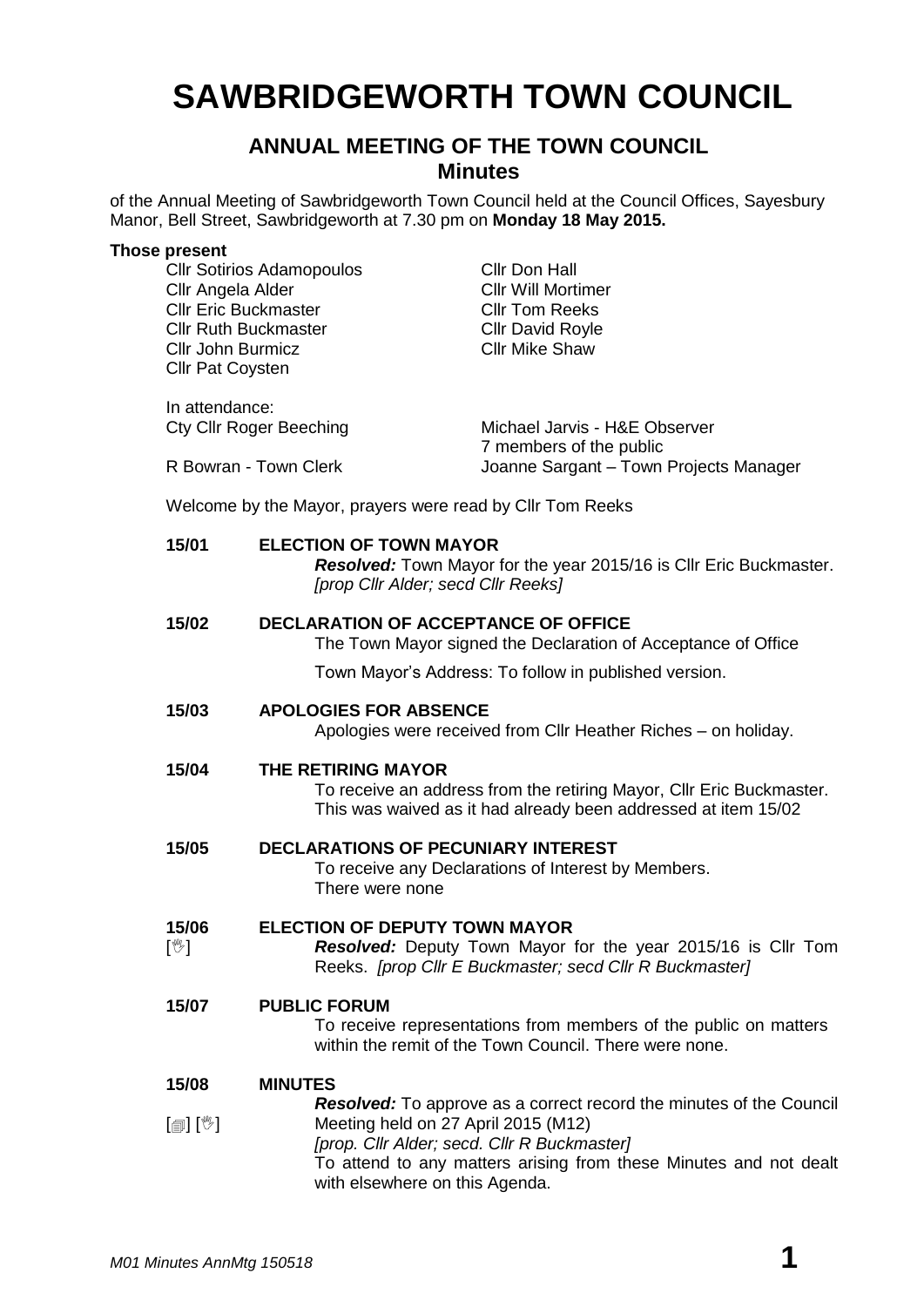# SAWBRIDGEWORTH TOWN COUNCIL

## ANNUAL MEETING OF THE TOWN COUNCIL
## Minutes

of the Annual Meeting of Sawbridgeworth Town Council held at the Council Offices, Sayesbury Manor, Bell Street, Sawbridgeworth at 7.30 pm on **Monday 18 May 2015.**

**Those present**

| | |
|---|---|
| Cllr Sotirios Adamopoulos | Cllr Don Hall |
| Cllr Angela Alder | Cllr Will Mortimer |
| Cllr Eric Buckmaster | Cllr Tom Reeks |
| Cllr Ruth Buckmaster | Cllr David Royle |
| Cllr John Burmicz | Cllr Mike Shaw |
| Cllr Pat Coysten | |

In attendance:

| | |
|---|---|
| Cty Cllr Roger Beeching | Michael Jarvis - H&E Observer |
| | 7 members of the public |
| R Bowran - Town Clerk | Joanne Sargant – Town Projects Manager |

Welcome by the Mayor, prayers were read by Cllr Tom Reeks

**15/01 ELECTION OF TOWN MAYOR**

***Resolved:*** Town Mayor for the year 2015/16 is Cllr Eric Buckmaster. *[prop Cllr Alder; secd Cllr Reeks]*

**15/02 DECLARATION OF ACCEPTANCE OF OFFICE**

The Town Mayor signed the Declaration of Acceptance of Office

Town Mayor's Address: To follow in published version.

**15/03 APOLOGIES FOR ABSENCE**

Apologies were received from Cllr Heather Riches – on holiday.

**15/04 THE RETIRING MAYOR**

To receive an address from the retiring Mayor, Cllr Eric Buckmaster. This was waived as it had already been addressed at item 15/02

**15/05 DECLARATIONS OF PECUNIARY INTEREST**

To receive any Declarations of Interest by Members.
There were none

**15/06 ELECTION OF DEPUTY TOWN MAYOR**
[✋]

***Resolved:*** Deputy Town Mayor for the year 2015/16 is Cllr Tom Reeks. *[prop Cllr E Buckmaster; secd Cllr R Buckmaster]*

**15/07 PUBLIC FORUM**

To receive representations from members of the public on matters within the remit of the Town Council. There were none.

**15/08 MINUTES**
[📄] [✋]

***Resolved:*** To approve as a correct record the minutes of the Council Meeting held on 27 April 2015 (M12)
*[prop. Cllr Alder; secd. Cllr R Buckmaster]*
To attend to any matters arising from these Minutes and not dealt with elsewhere on this Agenda.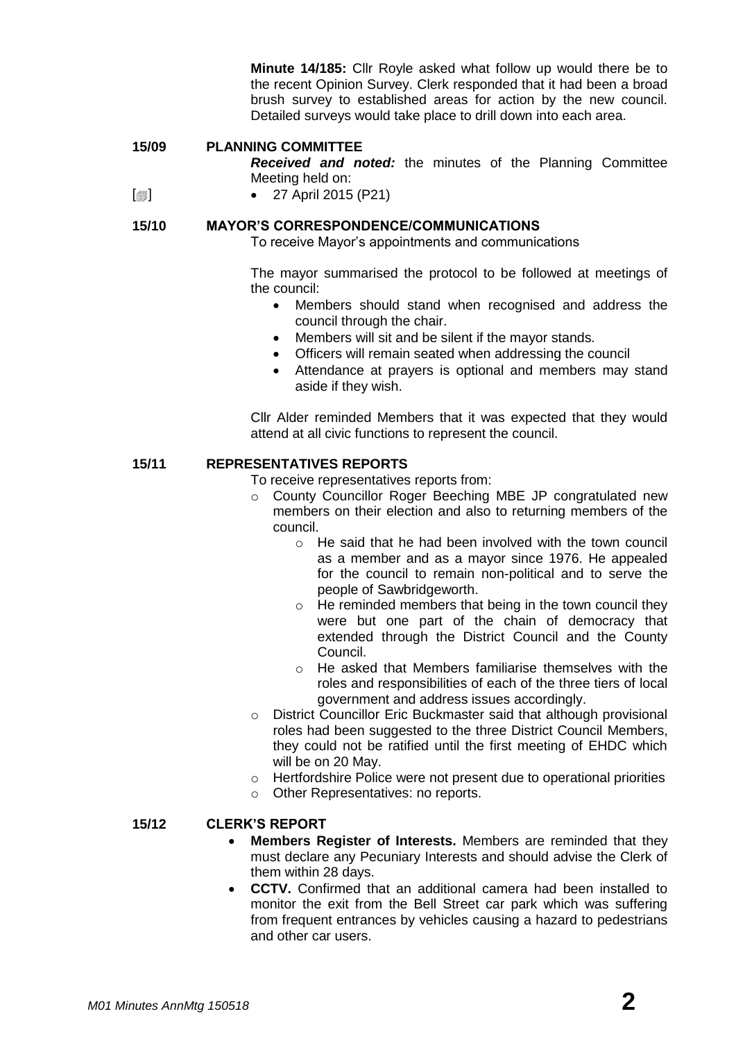**Minute 14/185:** Cllr Royle asked what follow up would there be to the recent Opinion Survey. Clerk responded that it had been a broad brush survey to established areas for action by the new council. Detailed surveys would take place to drill down into each area.

## 15/09 PLANNING COMMITTEE

***Received and noted:*** the minutes of the Planning Committee Meeting held on:

[🗐]
- 27 April 2015 (P21)

## 15/10 MAYOR'S CORRESPONDENCE/COMMUNICATIONS

To receive Mayor's appointments and communications

The mayor summarised the protocol to be followed at meetings of the council:

- Members should stand when recognised and address the council through the chair.
- Members will sit and be silent if the mayor stands.
- Officers will remain seated when addressing the council
- Attendance at prayers is optional and members may stand aside if they wish.

Cllr Alder reminded Members that it was expected that they would attend at all civic functions to represent the council.

## 15/11 REPRESENTATIVES REPORTS

To receive representatives reports from:

- County Councillor Roger Beeching MBE JP congratulated new members on their election and also to returning members of the council.
  - He said that he had been involved with the town council as a member and as a mayor since 1976. He appealed for the council to remain non-political and to serve the people of Sawbridgeworth.
  - He reminded members that being in the town council they were but one part of the chain of democracy that extended through the District Council and the County Council.
  - He asked that Members familiarise themselves with the roles and responsibilities of each of the three tiers of local government and address issues accordingly.
- District Councillor Eric Buckmaster said that although provisional roles had been suggested to the three District Council Members, they could not be ratified until the first meeting of EHDC which will be on 20 May.
- Hertfordshire Police were not present due to operational priorities
- Other Representatives: no reports.

## 15/12 CLERK'S REPORT

- **Members Register of Interests.** Members are reminded that they must declare any Pecuniary Interests and should advise the Clerk of them within 28 days.
- **CCTV.** Confirmed that an additional camera had been installed to monitor the exit from the Bell Street car park which was suffering from frequent entrances by vehicles causing a hazard to pedestrians and other car users.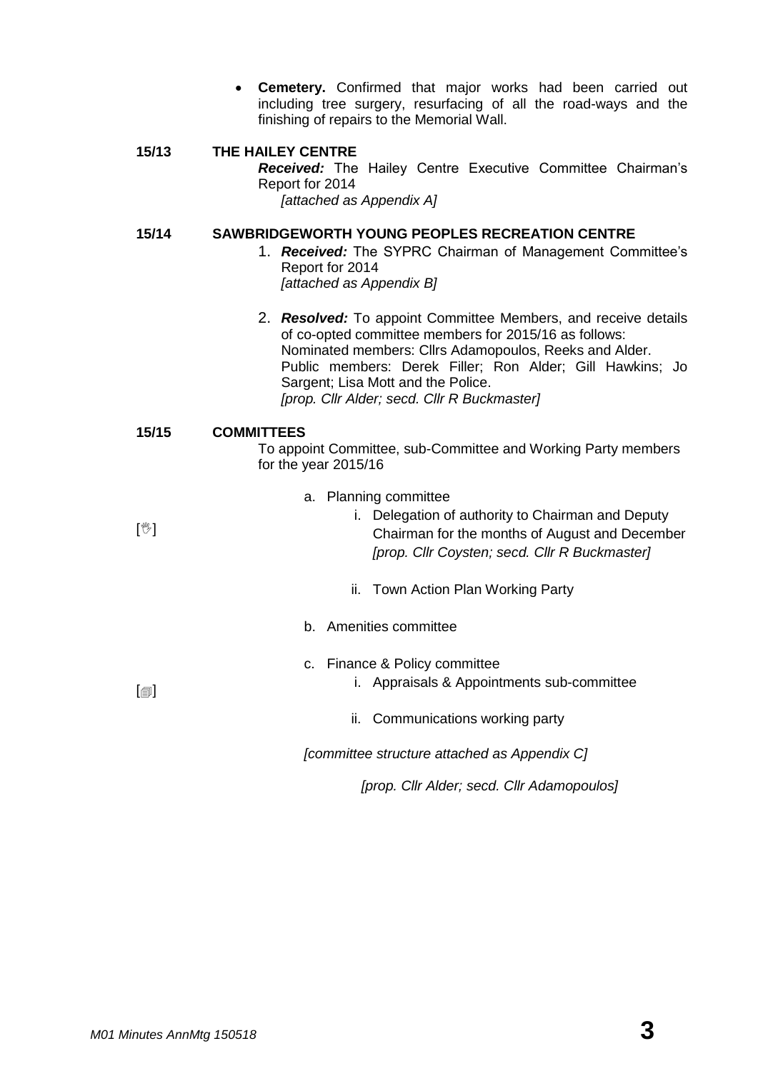- **Cemetery.** Confirmed that major works had been carried out including tree surgery, resurfacing of all the road-ways and the finishing of repairs to the Memorial Wall.

**15/13 THE HAILEY CENTRE**

***Received:*** The Hailey Centre Executive Committee Chairman's Report for 2014
*[attached as Appendix A]*

**15/14 SAWBRIDGEWORTH YOUNG PEOPLES RECREATION CENTRE**

1. ***Received:*** The SYPRC Chairman of Management Committee's Report for 2014
   *[attached as Appendix B]*

2. ***Resolved:*** To appoint Committee Members, and receive details of co-opted committee members for 2015/16 as follows:
   Nominated members: Cllrs Adamopoulos, Reeks and Alder.
   Public members: Derek Filler; Ron Alder; Gill Hawkins; Jo Sargent; Lisa Mott and the Police.
   *[prop. Cllr Alder; secd. Cllr R Buckmaster]*

**15/15 COMMITTEES**

To appoint Committee, sub-Committee and Working Party members for the year 2015/16

a. Planning committee
   - [✋] i. Delegation of authority to Chairman and Deputy Chairman for the months of August and December
     *[prop. Cllr Coysten; secd. Cllr R Buckmaster]*
   - ii. Town Action Plan Working Party

b. Amenities committee

c. Finance & Policy committee
   - [▤] i. Appraisals & Appointments sub-committee
   - ii. Communications working party

*[committee structure attached as Appendix C]*

*[prop. Cllr Alder; secd. Cllr Adamopoulos]*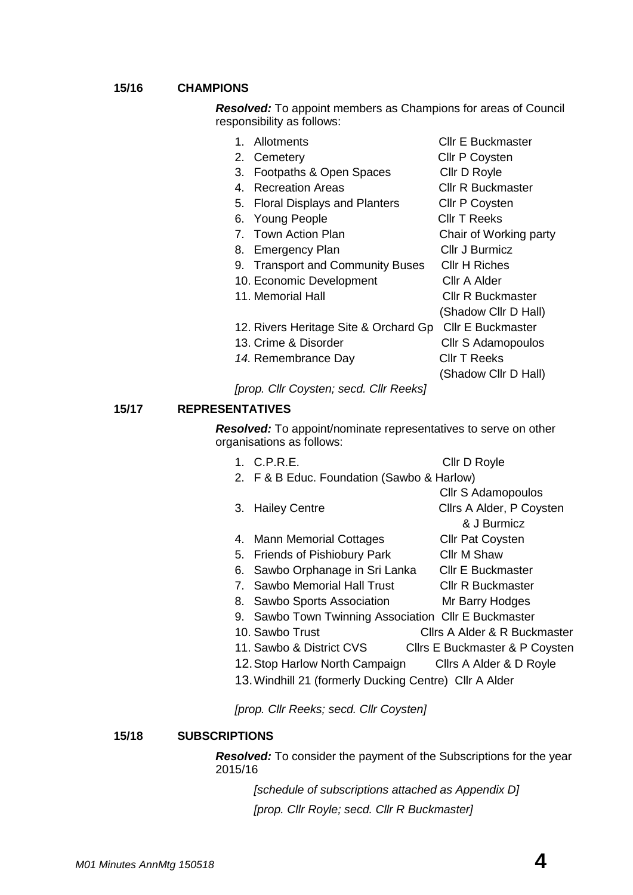**15/16 CHAMPIONS**

***Resolved:*** To appoint members as Champions for areas of Council responsibility as follows:

| | |
|---|---|
| 1. Allotments | Cllr E Buckmaster |
| 2. Cemetery | Cllr P Coysten |
| 3. Footpaths & Open Spaces | Cllr D Royle |
| 4. Recreation Areas | Cllr R Buckmaster |
| 5. Floral Displays and Planters | Cllr P Coysten |
| 6. Young People | Cllr T Reeks |
| 7. Town Action Plan | Chair of Working party |
| 8. Emergency Plan | Cllr J Burmicz |
| 9. Transport and Community Buses | Cllr H Riches |
| 10. Economic Development | Cllr A Alder |
| 11. Memorial Hall | Cllr R Buckmaster (Shadow Cllr D Hall) |
| 12. Rivers Heritage Site & Orchard Gp | Cllr E Buckmaster |
| 13. Crime & Disorder | Cllr S Adamopoulos |
| *14.* Remembrance Day | Cllr T Reeks (Shadow Cllr D Hall) |

*[prop. Cllr Coysten; secd. Cllr Reeks]*

**15/17 REPRESENTATIVES**

***Resolved:*** To appoint/nominate representatives to serve on other organisations as follows:

| | |
|---|---|
| 1. C.P.R.E. | Cllr D Royle |
| 2. F & B Educ. Foundation (Sawbo & Harlow) | Cllr S Adamopoulos |
| 3. Hailey Centre | Cllrs A Alder, P Coysten & J Burmicz |
| 4. Mann Memorial Cottages | Cllr Pat Coysten |
| 5. Friends of Pishiobury Park | Cllr M Shaw |
| 6. Sawbo Orphanage in Sri Lanka | Cllr E Buckmaster |
| 7. Sawbo Memorial Hall Trust | Cllr R Buckmaster |
| 8. Sawbo Sports Association | Mr Barry Hodges |
| 9. Sawbo Town Twinning Association | Cllr E Buckmaster |
| 10. Sawbo Trust | Cllrs A Alder & R Buckmaster |
| 11. Sawbo & District CVS | Cllrs E Buckmaster & P Coysten |
| 12. Stop Harlow North Campaign | Cllrs A Alder & D Royle |
| 13. Windhill 21 (formerly Ducking Centre) | Cllr A Alder |

*[prop. Cllr Reeks; secd. Cllr Coysten]*

**15/18 SUBSCRIPTIONS**

***Resolved:*** To consider the payment of the Subscriptions for the year 2015/16

*[schedule of subscriptions attached as Appendix D]*

*[prop. Cllr Royle; secd. Cllr R Buckmaster]*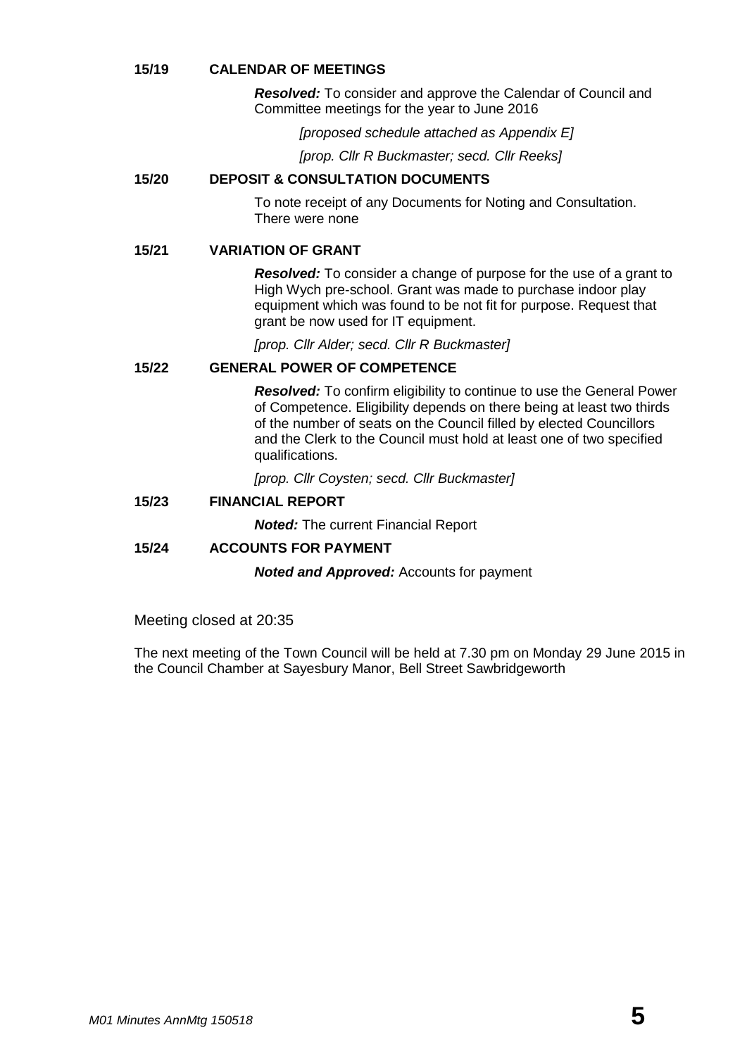### 15/19 CALENDAR OF MEETINGS

***Resolved:*** To consider and approve the Calendar of Council and Committee meetings for the year to June 2016

*[proposed schedule attached as Appendix E]*

*[prop. Cllr R Buckmaster; secd. Cllr Reeks]*

### 15/20 DEPOSIT & CONSULTATION DOCUMENTS

To note receipt of any Documents for Noting and Consultation. There were none

### 15/21 VARIATION OF GRANT

***Resolved:*** To consider a change of purpose for the use of a grant to High Wych pre-school. Grant was made to purchase indoor play equipment which was found to be not fit for purpose. Request that grant be now used for IT equipment.

*[prop. Cllr Alder; secd. Cllr R Buckmaster]*

### 15/22 GENERAL POWER OF COMPETENCE

***Resolved:*** To confirm eligibility to continue to use the General Power of Competence. Eligibility depends on there being at least two thirds of the number of seats on the Council filled by elected Councillors and the Clerk to the Council must hold at least one of two specified qualifications.

*[prop. Cllr Coysten; secd. Cllr Buckmaster]*

### 15/23 FINANCIAL REPORT

***Noted:*** The current Financial Report

### 15/24 ACCOUNTS FOR PAYMENT

***Noted and Approved:*** Accounts for payment

Meeting closed at 20:35

The next meeting of the Town Council will be held at 7.30 pm on Monday 29 June 2015 in the Council Chamber at Sayesbury Manor, Bell Street Sawbridgeworth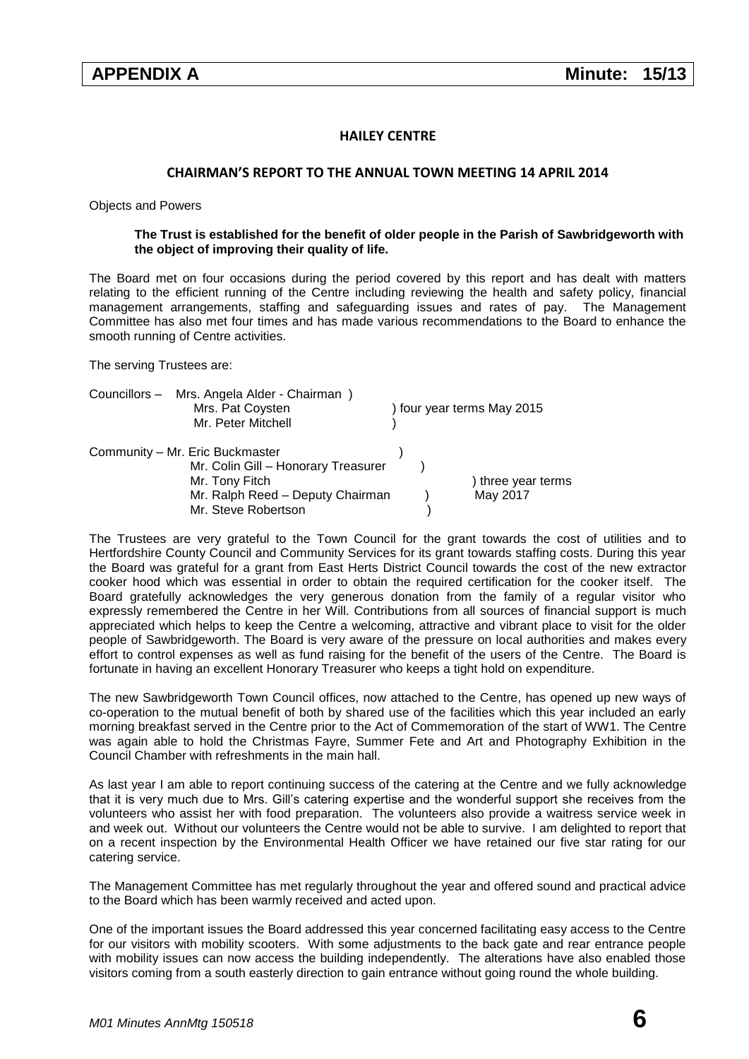**APPENDIX A** **Minute: 15/13**

# HAILEY CENTRE

## CHAIRMAN'S REPORT TO THE ANNUAL TOWN MEETING 14 APRIL 2014

Objects and Powers

> **The Trust is established for the benefit of older people in the Parish of Sawbridgeworth with the object of improving their quality of life.**

The Board met on four occasions during the period covered by this report and has dealt with matters relating to the efficient running of the Centre including reviewing the health and safety policy, financial management arrangements, staffing and safeguarding issues and rates of pay. The Management Committee has also met four times and has made various recommendations to the Board to enhance the smooth running of Centre activities.

The serving Trustees are:

| | | |
|---|---|---|
| Councillors – | Mrs. Angela Alder - Chairman<br>Mrs. Pat Coysten<br>Mr. Peter Mitchell | ) four year terms May 2015 |
| Community – | Mr. Eric Buckmaster<br>Mr. Colin Gill – Honorary Treasurer<br>Mr. Tony Fitch<br>Mr. Ralph Reed – Deputy Chairman<br>Mr. Steve Robertson | ) three year terms May 2017 |

The Trustees are very grateful to the Town Council for the grant towards the cost of utilities and to Hertfordshire County Council and Community Services for its grant towards staffing costs. During this year the Board was grateful for a grant from East Herts District Council towards the cost of the new extractor cooker hood which was essential in order to obtain the required certification for the cooker itself. The Board gratefully acknowledges the very generous donation from the family of a regular visitor who expressly remembered the Centre in her Will. Contributions from all sources of financial support is much appreciated which helps to keep the Centre a welcoming, attractive and vibrant place to visit for the older people of Sawbridgeworth. The Board is very aware of the pressure on local authorities and makes every effort to control expenses as well as fund raising for the benefit of the users of the Centre. The Board is fortunate in having an excellent Honorary Treasurer who keeps a tight hold on expenditure.

The new Sawbridgeworth Town Council offices, now attached to the Centre, has opened up new ways of co-operation to the mutual benefit of both by shared use of the facilities which this year included an early morning breakfast served in the Centre prior to the Act of Commemoration of the start of WW1. The Centre was again able to hold the Christmas Fayre, Summer Fete and Art and Photography Exhibition in the Council Chamber with refreshments in the main hall.

As last year I am able to report continuing success of the catering at the Centre and we fully acknowledge that it is very much due to Mrs. Gill's catering expertise and the wonderful support she receives from the volunteers who assist her with food preparation. The volunteers also provide a waitress service week in and week out. Without our volunteers the Centre would not be able to survive. I am delighted to report that on a recent inspection by the Environmental Health Officer we have retained our five star rating for our catering service.

The Management Committee has met regularly throughout the year and offered sound and practical advice to the Board which has been warmly received and acted upon.

One of the important issues the Board addressed this year concerned facilitating easy access to the Centre for our visitors with mobility scooters. With some adjustments to the back gate and rear entrance people with mobility issues can now access the building independently. The alterations have also enabled those visitors coming from a south easterly direction to gain entrance without going round the whole building.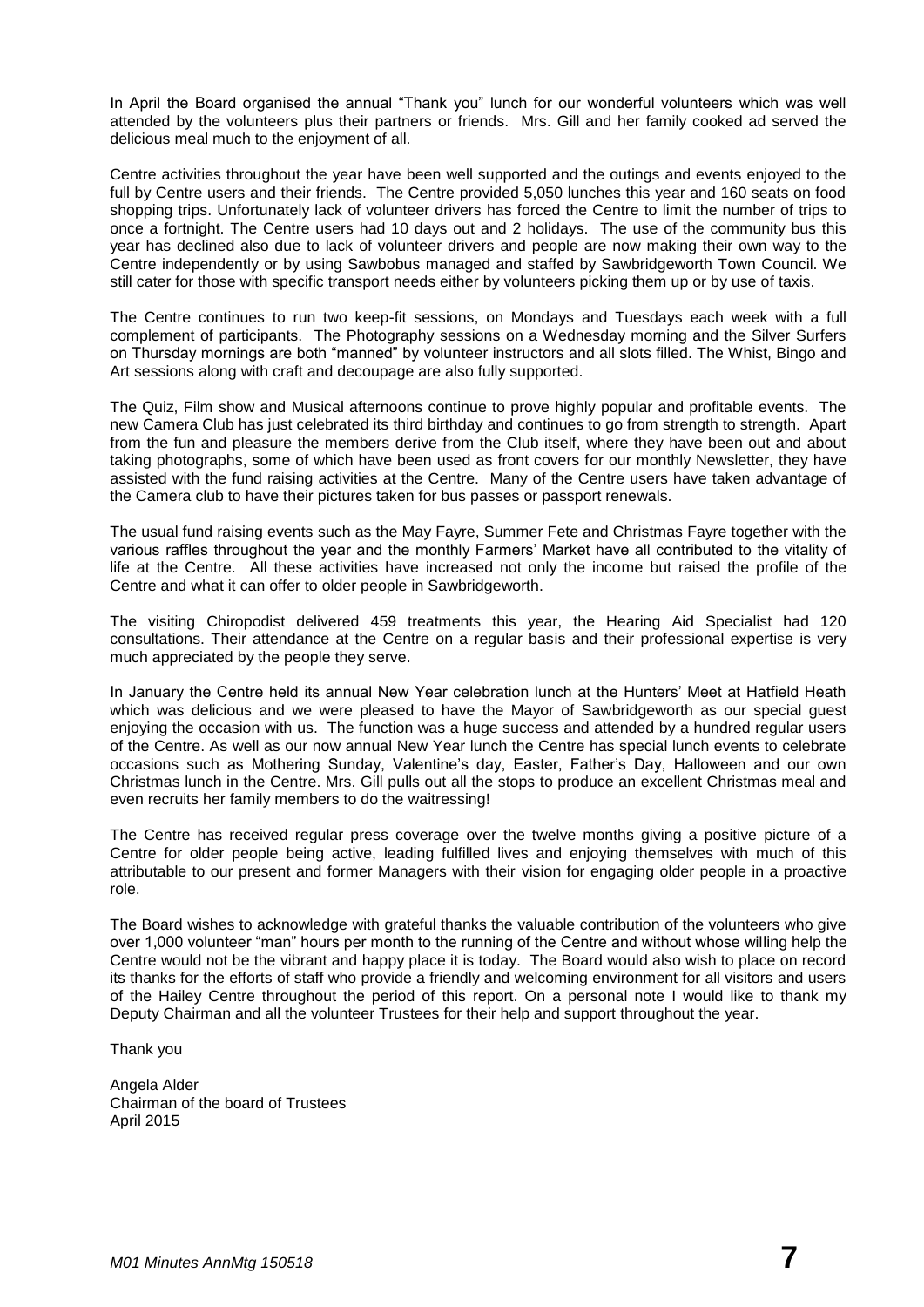In April the Board organised the annual "Thank you" lunch for our wonderful volunteers which was well attended by the volunteers plus their partners or friends. Mrs. Gill and her family cooked ad served the delicious meal much to the enjoyment of all.

Centre activities throughout the year have been well supported and the outings and events enjoyed to the full by Centre users and their friends. The Centre provided 5,050 lunches this year and 160 seats on food shopping trips. Unfortunately lack of volunteer drivers has forced the Centre to limit the number of trips to once a fortnight. The Centre users had 10 days out and 2 holidays. The use of the community bus this year has declined also due to lack of volunteer drivers and people are now making their own way to the Centre independently or by using Sawbobus managed and staffed by Sawbridgeworth Town Council. We still cater for those with specific transport needs either by volunteers picking them up or by use of taxis.

The Centre continues to run two keep-fit sessions, on Mondays and Tuesdays each week with a full complement of participants. The Photography sessions on a Wednesday morning and the Silver Surfers on Thursday mornings are both "manned" by volunteer instructors and all slots filled. The Whist, Bingo and Art sessions along with craft and decoupage are also fully supported.

The Quiz, Film show and Musical afternoons continue to prove highly popular and profitable events. The new Camera Club has just celebrated its third birthday and continues to go from strength to strength. Apart from the fun and pleasure the members derive from the Club itself, where they have been out and about taking photographs, some of which have been used as front covers for our monthly Newsletter, they have assisted with the fund raising activities at the Centre. Many of the Centre users have taken advantage of the Camera club to have their pictures taken for bus passes or passport renewals.

The usual fund raising events such as the May Fayre, Summer Fete and Christmas Fayre together with the various raffles throughout the year and the monthly Farmers' Market have all contributed to the vitality of life at the Centre. All these activities have increased not only the income but raised the profile of the Centre and what it can offer to older people in Sawbridgeworth.

The visiting Chiropodist delivered 459 treatments this year, the Hearing Aid Specialist had 120 consultations. Their attendance at the Centre on a regular basis and their professional expertise is very much appreciated by the people they serve.

In January the Centre held its annual New Year celebration lunch at the Hunters' Meet at Hatfield Heath which was delicious and we were pleased to have the Mayor of Sawbridgeworth as our special guest enjoying the occasion with us. The function was a huge success and attended by a hundred regular users of the Centre. As well as our now annual New Year lunch the Centre has special lunch events to celebrate occasions such as Mothering Sunday, Valentine's day, Easter, Father's Day, Halloween and our own Christmas lunch in the Centre. Mrs. Gill pulls out all the stops to produce an excellent Christmas meal and even recruits her family members to do the waitressing!

The Centre has received regular press coverage over the twelve months giving a positive picture of a Centre for older people being active, leading fulfilled lives and enjoying themselves with much of this attributable to our present and former Managers with their vision for engaging older people in a proactive role.

The Board wishes to acknowledge with grateful thanks the valuable contribution of the volunteers who give over 1,000 volunteer "man" hours per month to the running of the Centre and without whose willing help the Centre would not be the vibrant and happy place it is today. The Board would also wish to place on record its thanks for the efforts of staff who provide a friendly and welcoming environment for all visitors and users of the Hailey Centre throughout the period of this report. On a personal note I would like to thank my Deputy Chairman and all the volunteer Trustees for their help and support throughout the year.

Thank you

Angela Alder
Chairman of the board of Trustees
April 2015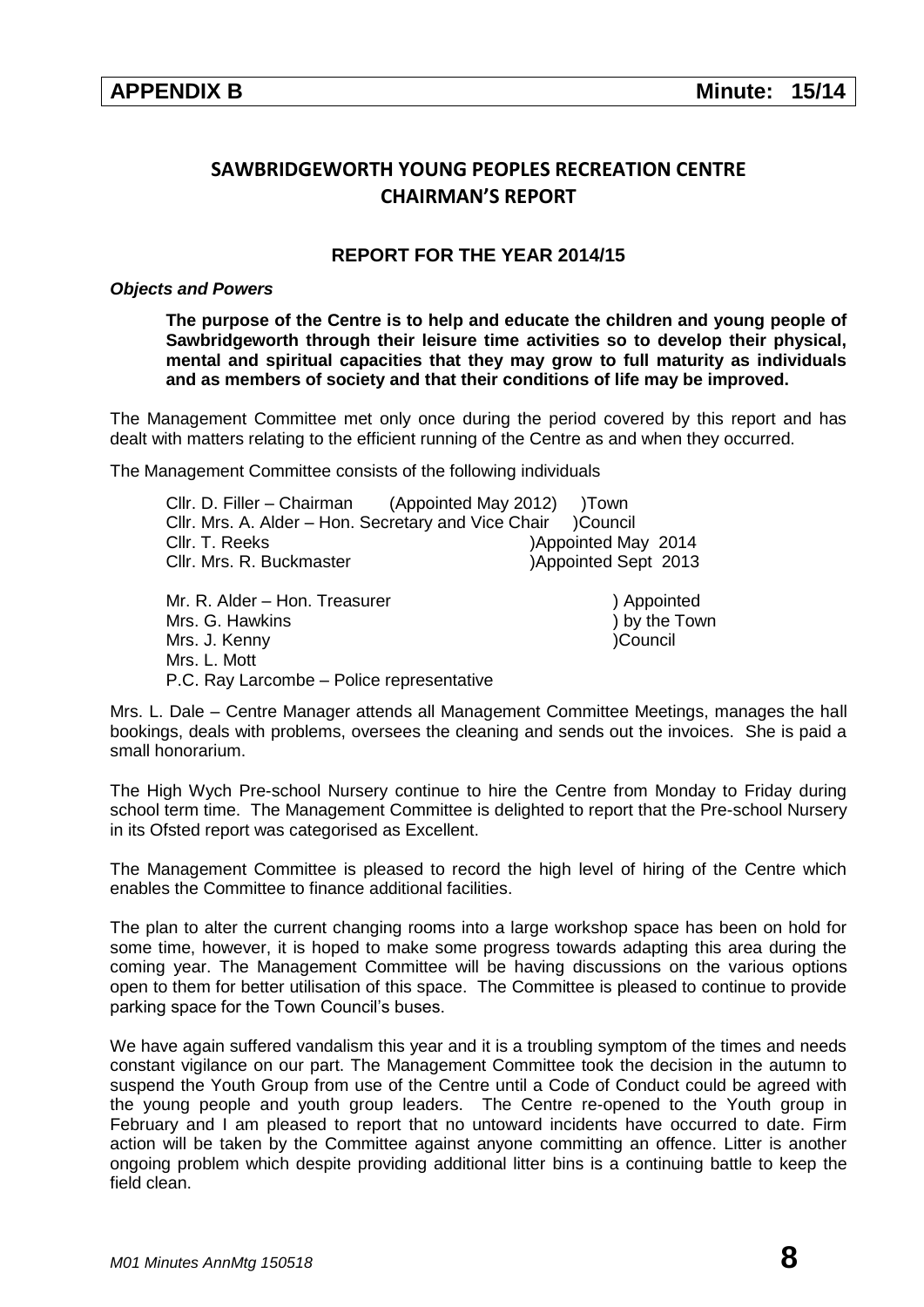**APPENDIX B** **Minute: 15/14**

## SAWBRIDGEWORTH YOUNG PEOPLES RECREATION CENTRE
## CHAIRMAN'S REPORT

### REPORT FOR THE YEAR 2014/15

***Objects and Powers***

> **The purpose of the Centre is to help and educate the children and young people of Sawbridgeworth through their leisure time activities so to develop their physical, mental and spiritual capacities that they may grow to full maturity as individuals and as members of society and that their conditions of life may be improved.**

The Management Committee met only once during the period covered by this report and has dealt with matters relating to the efficient running of the Centre as and when they occurred.

The Management Committee consists of the following individuals

Cllr. D. Filler – Chairman (Appointed May 2012) )Town
Cllr. Mrs. A. Alder – Hon. Secretary and Vice Chair )Council
Cllr. T. Reeks )Appointed May 2014
Cllr. Mrs. R. Buckmaster )Appointed Sept 2013

Mr. R. Alder – Hon. Treasurer ) Appointed
Mrs. G. Hawkins ) by the Town
Mrs. J. Kenny )Council
Mrs. L. Mott
P.C. Ray Larcombe – Police representative

Mrs. L. Dale – Centre Manager attends all Management Committee Meetings, manages the hall bookings, deals with problems, oversees the cleaning and sends out the invoices. She is paid a small honorarium.

The High Wych Pre-school Nursery continue to hire the Centre from Monday to Friday during school term time. The Management Committee is delighted to report that the Pre-school Nursery in its Ofsted report was categorised as Excellent.

The Management Committee is pleased to record the high level of hiring of the Centre which enables the Committee to finance additional facilities.

The plan to alter the current changing rooms into a large workshop space has been on hold for some time, however, it is hoped to make some progress towards adapting this area during the coming year. The Management Committee will be having discussions on the various options open to them for better utilisation of this space. The Committee is pleased to continue to provide parking space for the Town Council's buses.

We have again suffered vandalism this year and it is a troubling symptom of the times and needs constant vigilance on our part. The Management Committee took the decision in the autumn to suspend the Youth Group from use of the Centre until a Code of Conduct could be agreed with the young people and youth group leaders. The Centre re-opened to the Youth group in February and I am pleased to report that no untoward incidents have occurred to date. Firm action will be taken by the Committee against anyone committing an offence. Litter is another ongoing problem which despite providing additional litter bins is a continuing battle to keep the field clean.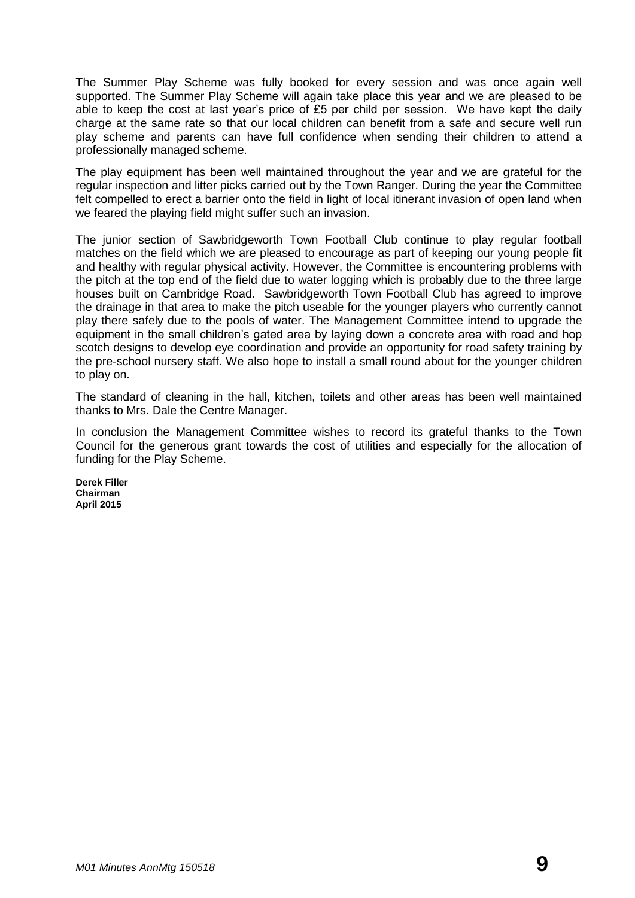The Summer Play Scheme was fully booked for every session and was once again well supported. The Summer Play Scheme will again take place this year and we are pleased to be able to keep the cost at last year's price of £5 per child per session. We have kept the daily charge at the same rate so that our local children can benefit from a safe and secure well run play scheme and parents can have full confidence when sending their children to attend a professionally managed scheme.

The play equipment has been well maintained throughout the year and we are grateful for the regular inspection and litter picks carried out by the Town Ranger. During the year the Committee felt compelled to erect a barrier onto the field in light of local itinerant invasion of open land when we feared the playing field might suffer such an invasion.

The junior section of Sawbridgeworth Town Football Club continue to play regular football matches on the field which we are pleased to encourage as part of keeping our young people fit and healthy with regular physical activity. However, the Committee is encountering problems with the pitch at the top end of the field due to water logging which is probably due to the three large houses built on Cambridge Road. Sawbridgeworth Town Football Club has agreed to improve the drainage in that area to make the pitch useable for the younger players who currently cannot play there safely due to the pools of water. The Management Committee intend to upgrade the equipment in the small children's gated area by laying down a concrete area with road and hop scotch designs to develop eye coordination and provide an opportunity for road safety training by the pre-school nursery staff. We also hope to install a small round about for the younger children to play on.

The standard of cleaning in the hall, kitchen, toilets and other areas has been well maintained thanks to Mrs. Dale the Centre Manager.

In conclusion the Management Committee wishes to record its grateful thanks to the Town Council for the generous grant towards the cost of utilities and especially for the allocation of funding for the Play Scheme.

**Derek Filler**
**Chairman**
**April 2015**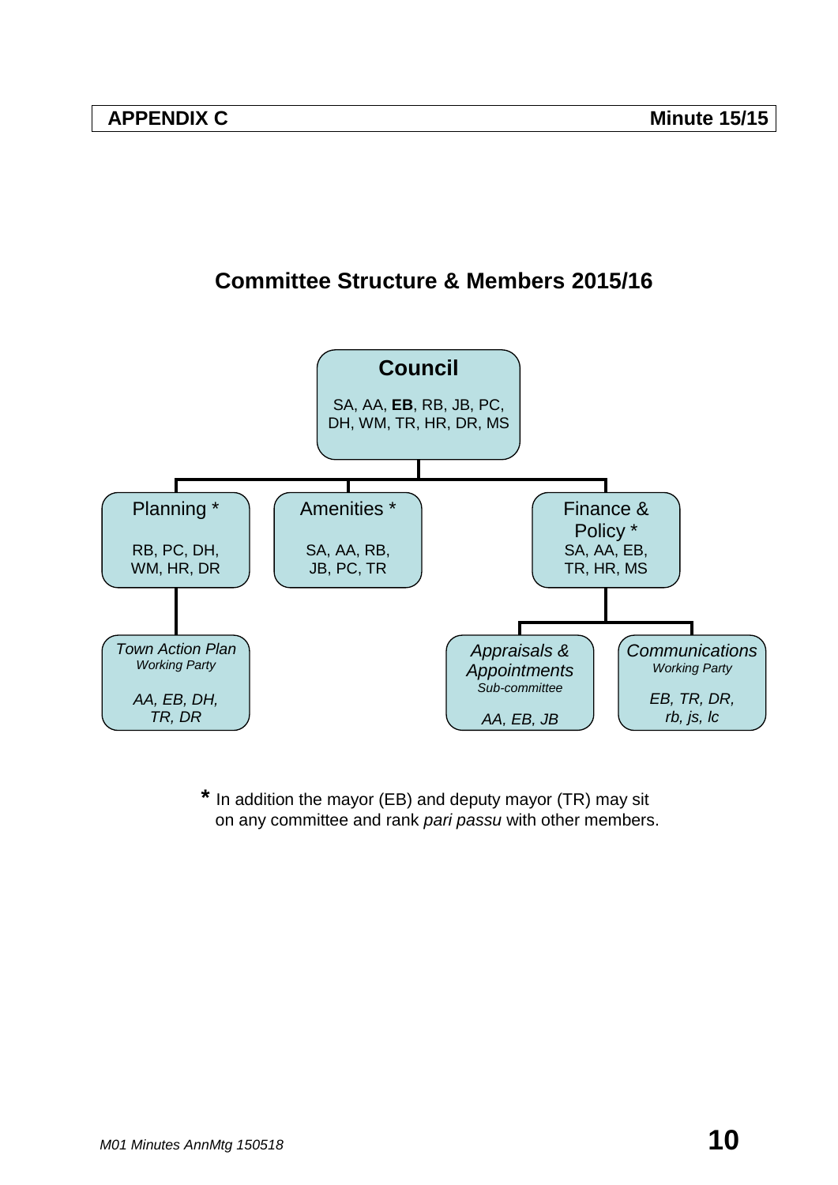**APPENDIX C** **Minute 15/15**

## Committee Structure & Members 2015/16

**Council**
SA, AA, **EB**, RB, JB, PC, DH, WM, TR, HR, DR, MS

Planning *
RB, PC, DH, WM, HR, DR

Amenities *
SA, AA, RB, JB, PC, TR

Finance & Policy *
SA, AA, EB, TR, HR, MS

*Town Action Plan*
*Working Party*
*AA, EB, DH, TR, DR*

*Appraisals & Appointments*
*Sub-committee*
*AA, EB, JB*

*Communications*
*Working Party*
*EB, TR, DR, rb, js, lc*

**\*** In addition the mayor (EB) and deputy mayor (TR) may sit on any committee and rank *pari passu* with other members.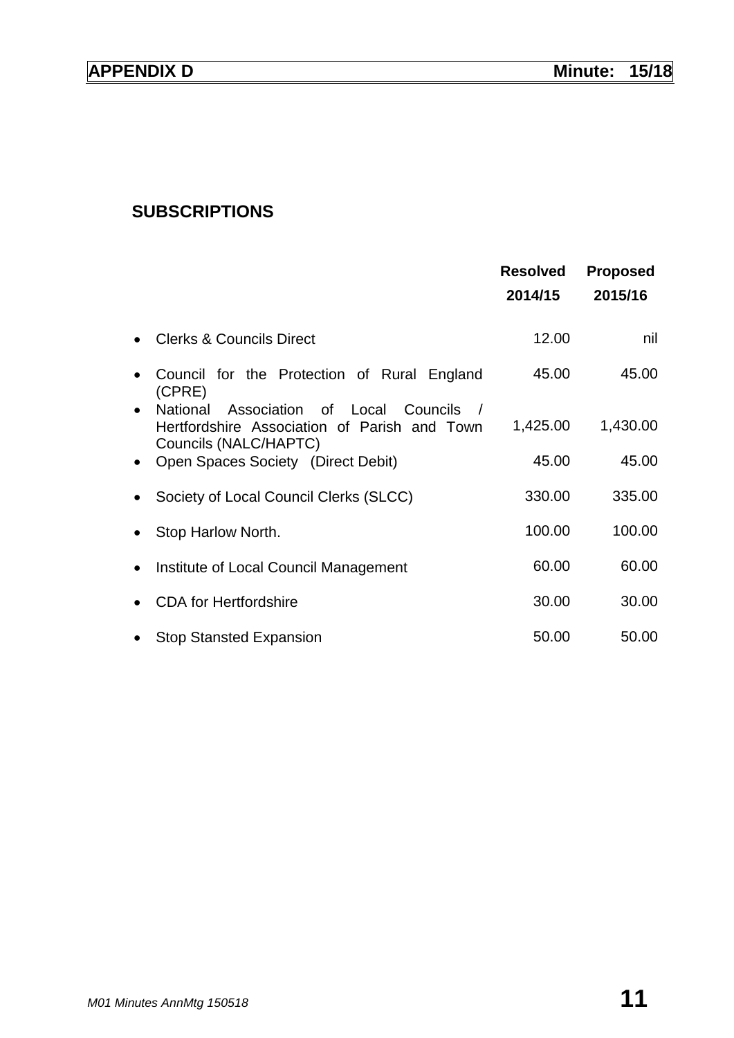**APPENDIX D** **Minute: 15/18**

## SUBSCRIPTIONS

| | Resolved 2014/15 | Proposed 2015/16 |
|---|---|---|
| • Clerks & Councils Direct | 12.00 | nil |
| • Council for the Protection of Rural England (CPRE) | 45.00 | 45.00 |
| • National Association of Local Councils / Hertfordshire Association of Parish and Town Councils (NALC/HAPTC) | 1,425.00 | 1,430.00 |
| • Open Spaces Society (Direct Debit) | 45.00 | 45.00 |
| • Society of Local Council Clerks (SLCC) | 330.00 | 335.00 |
| • Stop Harlow North. | 100.00 | 100.00 |
| • Institute of Local Council Management | 60.00 | 60.00 |
| • CDA for Hertfordshire | 30.00 | 30.00 |
| • Stop Stansted Expansion | 50.00 | 50.00 |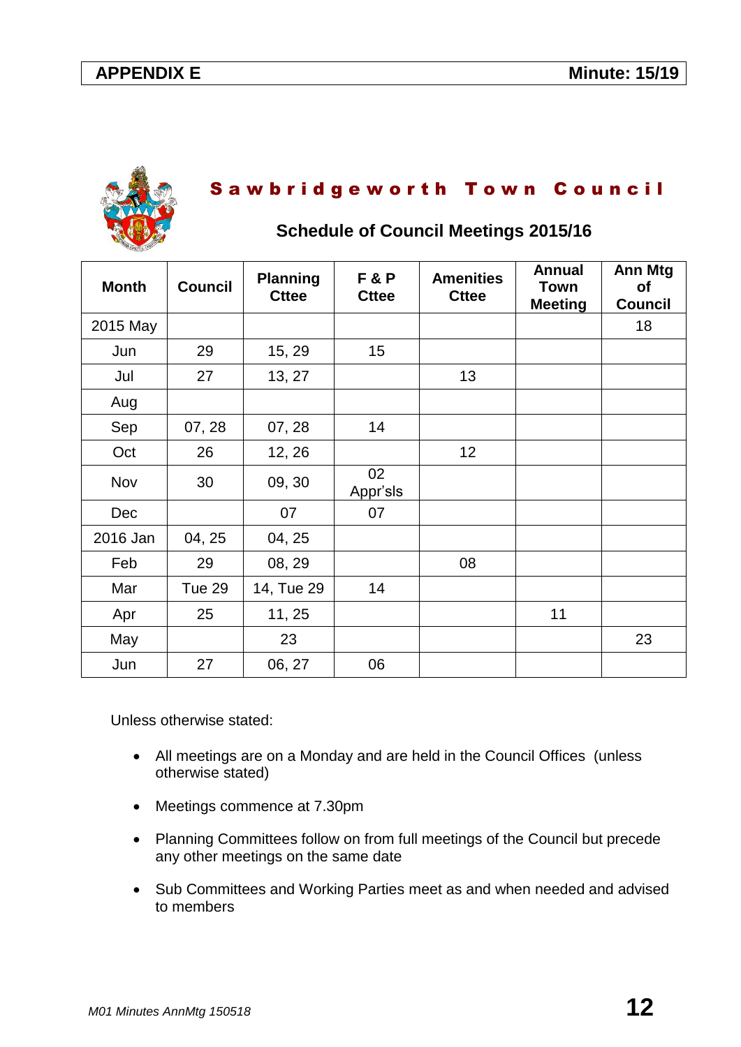**APPENDIX E** **Minute: 15/19**

# Sawbridgeworth Town Council

## Schedule of Council Meetings 2015/16

| Month | Council | Planning Cttee | F & P Cttee | Amenities Cttee | Annual Town Meeting | Ann Mtg of Council |
|---|---|---|---|---|---|---|
| 2015 May | | | | | | 18 |
| Jun | 29 | 15, 29 | 15 | | | |
| Jul | 27 | 13, 27 | | 13 | | |
| Aug | | | | | | |
| Sep | 07, 28 | 07, 28 | 14 | | | |
| Oct | 26 | 12, 26 | | 12 | | |
| Nov | 30 | 09, 30 | 02 Appr'sls | | | |
| Dec | | 07 | 07 | | | |
| 2016 Jan | 04, 25 | 04, 25 | | | | |
| Feb | 29 | 08, 29 | | 08 | | |
| Mar | Tue 29 | 14, Tue 29 | 14 | | | |
| Apr | 25 | 11, 25 | | | 11 | |
| May | | 23 | | | | 23 |
| Jun | 27 | 06, 27 | 06 | | | |

Unless otherwise stated:

- All meetings are on a Monday and are held in the Council Offices (unless otherwise stated)
- Meetings commence at 7.30pm
- Planning Committees follow on from full meetings of the Council but precede any other meetings on the same date
- Sub Committees and Working Parties meet as and when needed and advised to members